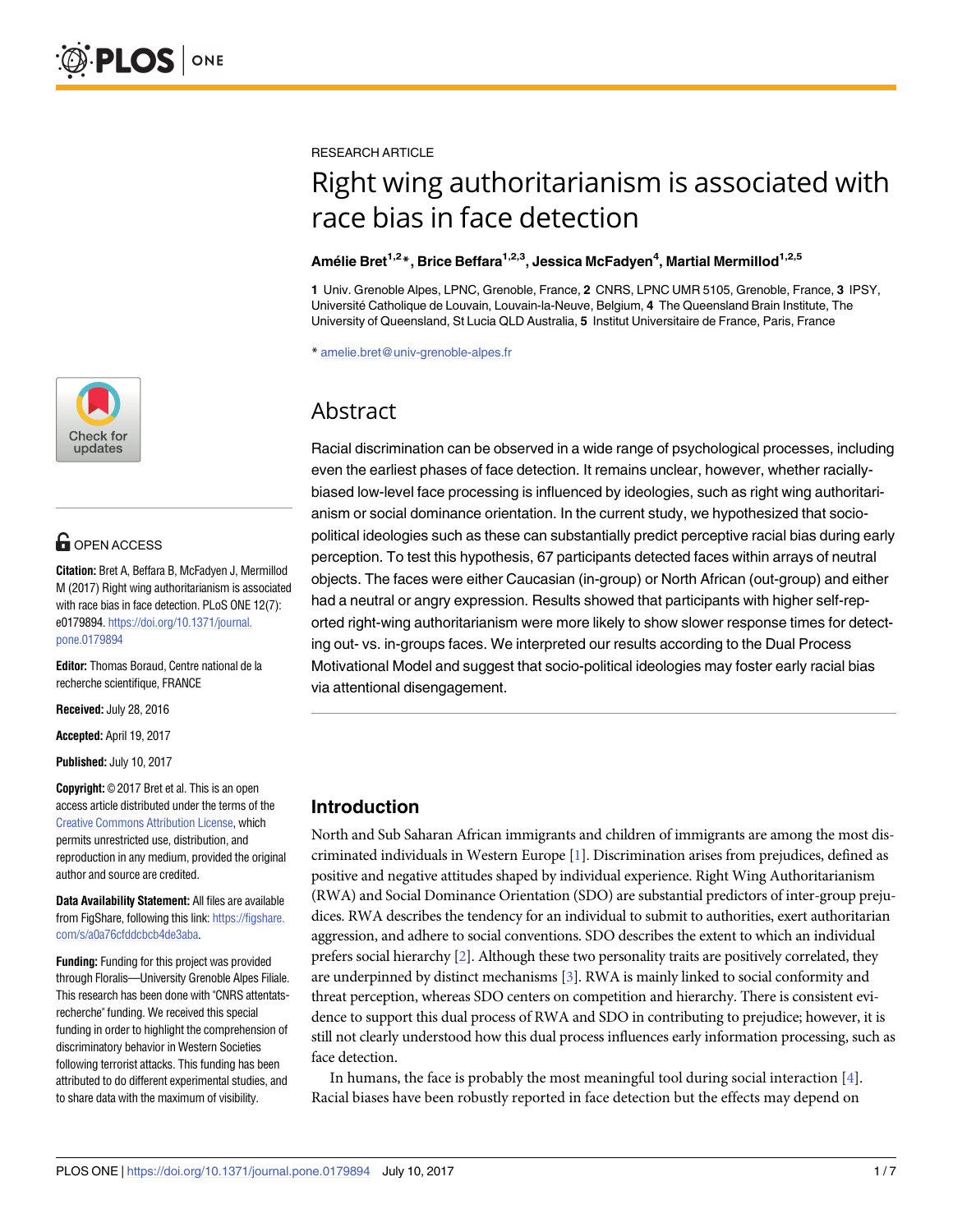RESEARCH ARTICLE

# Right wing authoritarianism is associated with race bias in face detection

**Amélie Bret[1,2]*, Brice Beffara[1,2,3], Jessica McFadyen[4], Martial Mermillod[1,2,5]**

**1** Univ. Grenoble Alpes, LPNC, Grenoble, France, **2** CNRS, LPNC UMR 5105, Grenoble, France, **3** IPSY, Université Catholique de Louvain, Louvain-la-Neuve, Belgium, **4** The Queensland Brain Institute, The University of Queensland, St Lucia QLD Australia, **5** Institut Universitaire de France, Paris, France

* amelie.bret@univ-grenoble-alpes.fr

OPEN ACCESS

**Citation:** Bret A, Beffara B, McFadyen J, Mermillod M (2017) Right wing authoritarianism is associated with race bias in face detection. PLoS ONE 12(7): e0179894. https://doi.org/10.1371/journal.pone.0179894

**Editor:** Thomas Boraud, Centre national de la recherche scientifique, FRANCE

**Received:** July 28, 2016

**Accepted:** April 19, 2017

**Published:** July 10, 2017

**Copyright:** © 2017 Bret et al. This is an open access article distributed under the terms of the Creative Commons Attribution License, which permits unrestricted use, distribution, and reproduction in any medium, provided the original author and source are credited.

**Data Availability Statement:** All files are available from FigShare, following this link: https://figshare.com/s/a0a76cfddcbcb4de3aba.

**Funding:** Funding for this project was provided through Floralis—University Grenoble Alpes Filiale. This research has been done with "CNRS attentats-recherche" funding. We received this special funding in order to highlight the comprehension of discriminatory behavior in Western Societies following terrorist attacks. This funding has been attributed to do different experimental studies, and to share data with the maximum of visibility.

## Abstract

Racial discrimination can be observed in a wide range of psychological processes, including even the earliest phases of face detection. It remains unclear, however, whether racially-biased low-level face processing is influenced by ideologies, such as right wing authoritarianism or social dominance orientation. In the current study, we hypothesized that socio-political ideologies such as these can substantially predict perceptive racial bias during early perception. To test this hypothesis, 67 participants detected faces within arrays of neutral objects. The faces were either Caucasian (in-group) or North African (out-group) and either had a neutral or angry expression. Results showed that participants with higher self-reported right-wing authoritarianism were more likely to show slower response times for detecting out- vs. in-groups faces. We interpreted our results according to the Dual Process Motivational Model and suggest that socio-political ideologies may foster early racial bias via attentional disengagement.

## Introduction

North and Sub Saharan African immigrants and children of immigrants are among the most discriminated individuals in Western Europe [1]. Discrimination arises from prejudices, defined as positive and negative attitudes shaped by individual experience. Right Wing Authoritarianism (RWA) and Social Dominance Orientation (SDO) are substantial predictors of inter-group prejudices. RWA describes the tendency for an individual to submit to authorities, exert authoritarian aggression, and adhere to social conventions. SDO describes the extent to which an individual prefers social hierarchy [2]. Although these two personality traits are positively correlated, they are underpinned by distinct mechanisms [3]. RWA is mainly linked to social conformity and threat perception, whereas SDO centers on competition and hierarchy. There is consistent evidence to support this dual process of RWA and SDO in contributing to prejudice; however, it is still not clearly understood how this dual process influences early information processing, such as face detection.

In humans, the face is probably the most meaningful tool during social interaction [4]. Racial biases have been robustly reported in face detection but the effects may depend on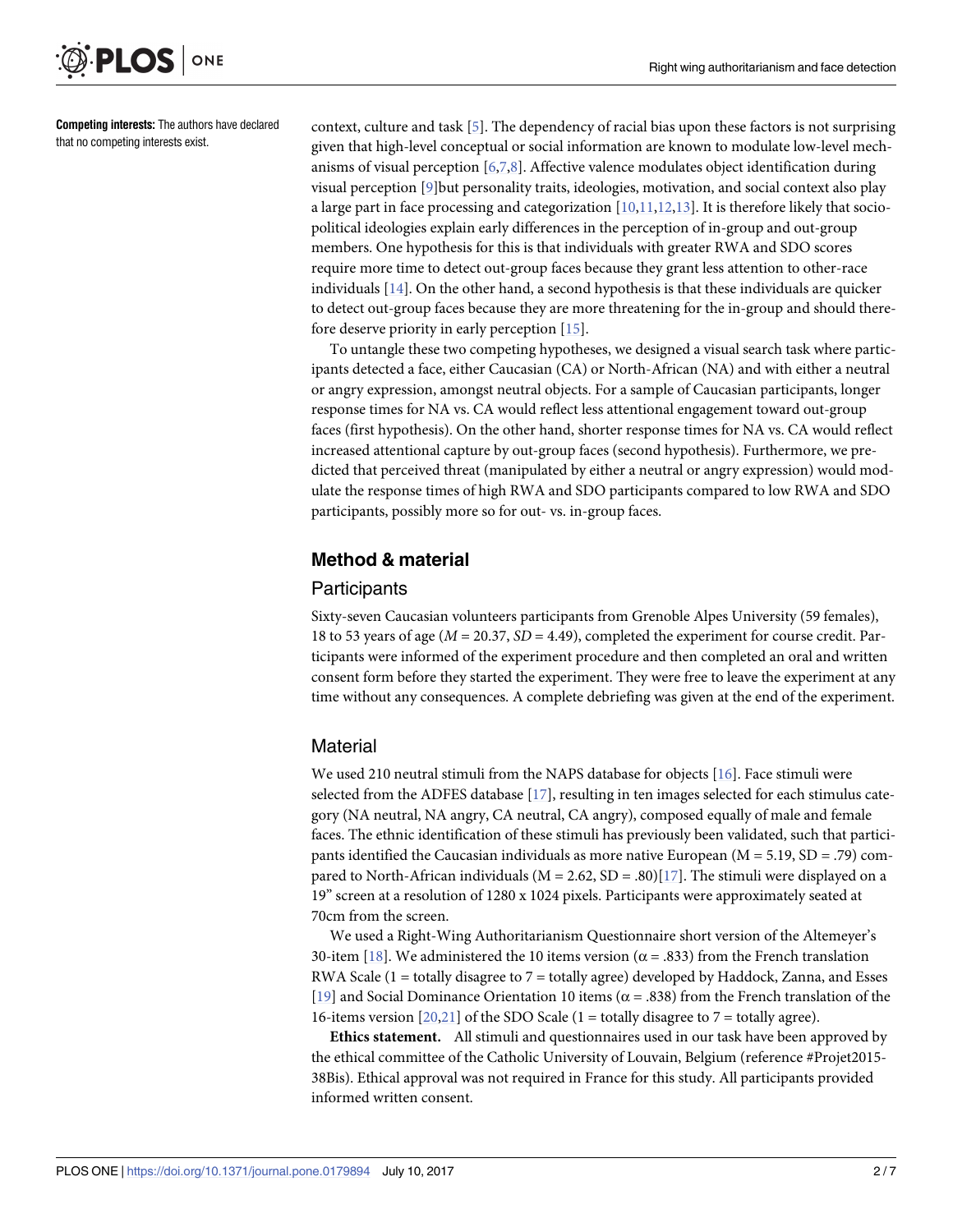**Competing interests:** The authors have declared that no competing interests exist.

context, culture and task [5]. The dependency of racial bias upon these factors is not surprising given that high-level conceptual or social information are known to modulate low-level mechanisms of visual perception [6,7,8]. Affective valence modulates object identification during visual perception [9]but personality traits, ideologies, motivation, and social context also play a large part in face processing and categorization [10,11,12,13]. It is therefore likely that socio-political ideologies explain early differences in the perception of in-group and out-group members. One hypothesis for this is that individuals with greater RWA and SDO scores require more time to detect out-group faces because they grant less attention to other-race individuals [14]. On the other hand, a second hypothesis is that these individuals are quicker to detect out-group faces because they are more threatening for the in-group and should therefore deserve priority in early perception [15].

To untangle these two competing hypotheses, we designed a visual search task where participants detected a face, either Caucasian (CA) or North-African (NA) and with either a neutral or angry expression, amongst neutral objects. For a sample of Caucasian participants, longer response times for NA vs. CA would reflect less attentional engagement toward out-group faces (first hypothesis). On the other hand, shorter response times for NA vs. CA would reflect increased attentional capture by out-group faces (second hypothesis). Furthermore, we predicted that perceived threat (manipulated by either a neutral or angry expression) would modulate the response times of high RWA and SDO participants compared to low RWA and SDO participants, possibly more so for out- vs. in-group faces.

## Method & material

### Participants

Sixty-seven Caucasian volunteers participants from Grenoble Alpes University (59 females), 18 to 53 years of age ($M = 20.37$, $SD = 4.49$), completed the experiment for course credit. Participants were informed of the experiment procedure and then completed an oral and written consent form before they started the experiment. They were free to leave the experiment at any time without any consequences. A complete debriefing was given at the end of the experiment.

### Material

We used 210 neutral stimuli from the NAPS database for objects [16]. Face stimuli were selected from the ADFES database [17], resulting in ten images selected for each stimulus category (NA neutral, NA angry, CA neutral, CA angry), composed equally of male and female faces. The ethnic identification of these stimuli has previously been validated, such that participants identified the Caucasian individuals as more native European ($M = 5.19$, $SD = .79$) compared to North-African individuals ($M = 2.62$, $SD = .80$)[17]. The stimuli were displayed on a 19" screen at a resolution of 1280 x 1024 pixels. Participants were approximately seated at 70cm from the screen.

We used a Right-Wing Authoritarianism Questionnaire short version of the Altemeyer's 30-item [18]. We administered the 10 items version ($\alpha = .833$) from the French translation RWA Scale (1 = totally disagree to 7 = totally agree) developed by Haddock, Zanna, and Esses [19] and Social Dominance Orientation 10 items ($\alpha = .838$) from the French translation of the 16-items version [20,21] of the SDO Scale (1 = totally disagree to 7 = totally agree).

**Ethics statement.** All stimuli and questionnaires used in our task have been approved by the ethical committee of the Catholic University of Louvain, Belgium (reference #Projet2015-38Bis). Ethical approval was not required in France for this study. All participants provided informed written consent.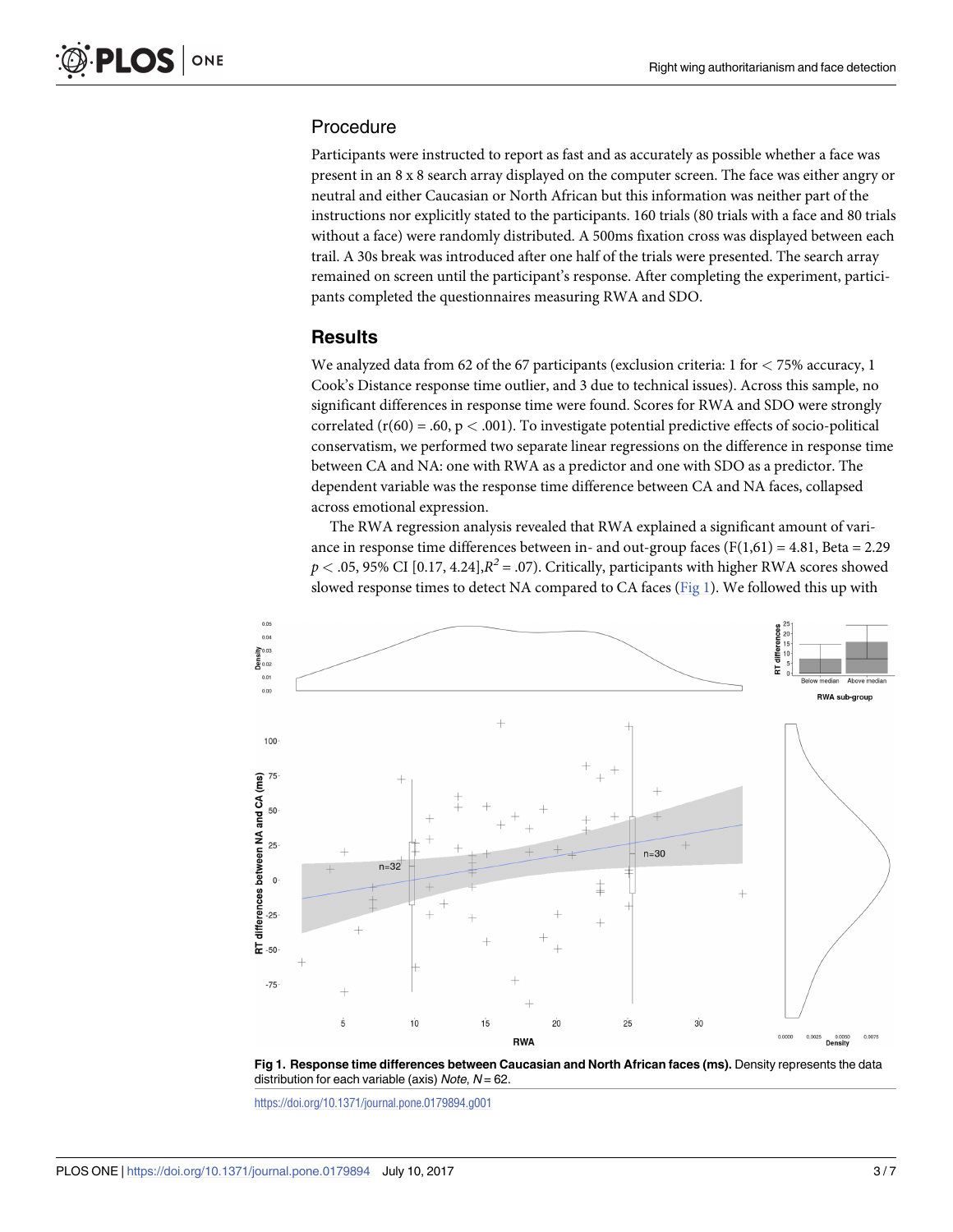## Procedure

Participants were instructed to report as fast and as accurately as possible whether a face was present in an 8 x 8 search array displayed on the computer screen. The face was either angry or neutral and either Caucasian or North African but this information was neither part of the instructions nor explicitly stated to the participants. 160 trials (80 trials with a face and 80 trials without a face) were randomly distributed. A 500ms fixation cross was displayed between each trail. A 30s break was introduced after one half of the trials were presented. The search array remained on screen until the participant's response. After completing the experiment, participants completed the questionnaires measuring RWA and SDO.

## Results

We analyzed data from 62 of the 67 participants (exclusion criteria: 1 for < 75% accuracy, 1 Cook's Distance response time outlier, and 3 due to technical issues). Across this sample, no significant differences in response time were found. Scores for RWA and SDO were strongly correlated ($r(60) = .60$, $p < .001$). To investigate potential predictive effects of socio-political conservatism, we performed two separate linear regressions on the difference in response time between CA and NA: one with RWA as a predictor and one with SDO as a predictor. The dependent variable was the response time difference between CA and NA faces, collapsed across emotional expression.

The RWA regression analysis revealed that RWA explained a significant amount of variance in response time differences between in- and out-group faces ($F(1,61) = 4.81$, Beta = 2.29 $p < .05$, 95% CI [0.17, 4.24],$R^2 = .07$). Critically, participants with higher RWA scores showed slowed response times to detect NA compared to CA faces (Fig 1). We followed this up with

**Fig 1. Response time differences between Caucasian and North African faces (ms).** Density represents the data distribution for each variable (axis) *Note*, $N = 62$.

https://doi.org/10.1371/journal.pone.0179894.g001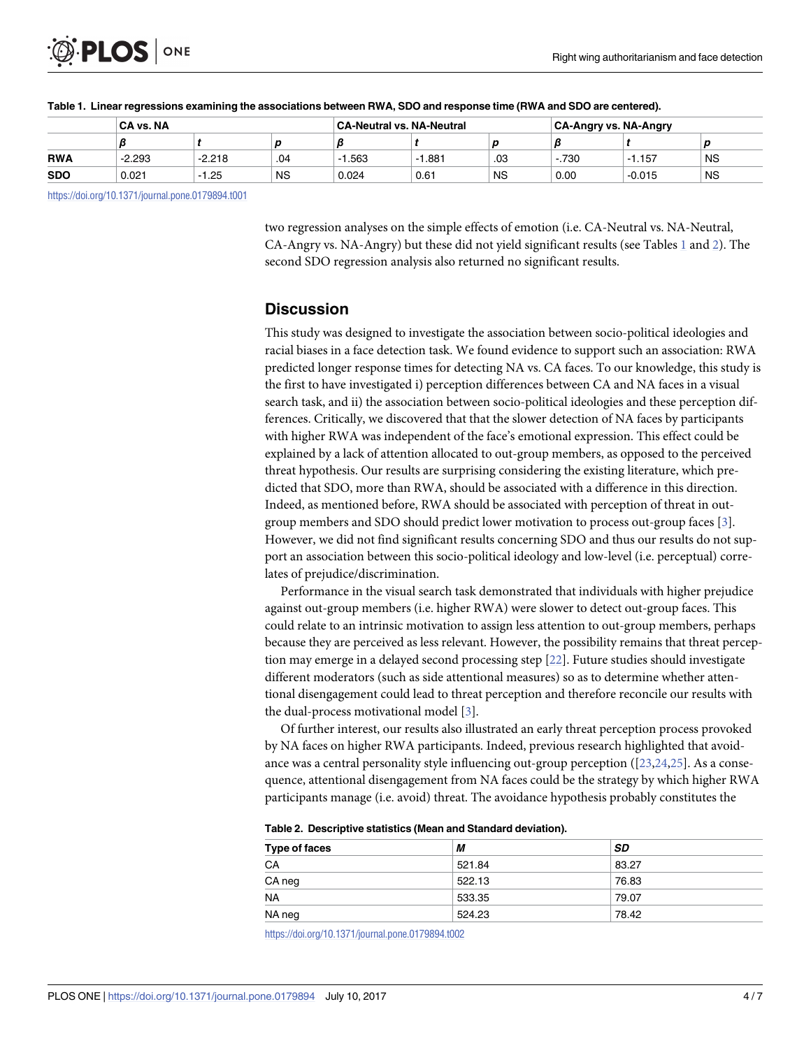**Table 1. Linear regressions examining the associations between RWA, SDO and response time (RWA and SDO are centered).**

| | CA vs. NA | | | CA-Neutral vs. NA-Neutral | | | CA-Angry vs. NA-Angry | | |
|---|---|---|---|---|---|---|---|---|---|
| | *β* | *t* | *p* | *β* | *t* | *p* | *β* | *t* | *p* |
| **RWA** | -2.293 | -2.218 | .04 | -1.563 | -1.881 | .03 | -.730 | -1.157 | NS |
| **SDO** | 0.021 | -1.25 | NS | 0.024 | 0.61 | NS | 0.00 | -0.015 | NS |

https://doi.org/10.1371/journal.pone.0179894.t001

two regression analyses on the simple effects of emotion (i.e. CA-Neutral vs. NA-Neutral, CA-Angry vs. NA-Angry) but these did not yield significant results (see Tables 1 and 2). The second SDO regression analysis also returned no significant results.

## Discussion

This study was designed to investigate the association between socio-political ideologies and racial biases in a face detection task. We found evidence to support such an association: RWA predicted longer response times for detecting NA vs. CA faces. To our knowledge, this study is the first to have investigated i) perception differences between CA and NA faces in a visual search task, and ii) the association between socio-political ideologies and these perception differences. Critically, we discovered that that the slower detection of NA faces by participants with higher RWA was independent of the face's emotional expression. This effect could be explained by a lack of attention allocated to out-group members, as opposed to the perceived threat hypothesis. Our results are surprising considering the existing literature, which predicted that SDO, more than RWA, should be associated with a difference in this direction. Indeed, as mentioned before, RWA should be associated with perception of threat in out-group members and SDO should predict lower motivation to process out-group faces [3]. However, we did not find significant results concerning SDO and thus our results do not support an association between this socio-political ideology and low-level (i.e. perceptual) correlates of prejudice/discrimination.

Performance in the visual search task demonstrated that individuals with higher prejudice against out-group members (i.e. higher RWA) were slower to detect out-group faces. This could relate to an intrinsic motivation to assign less attention to out-group members, perhaps because they are perceived as less relevant. However, the possibility remains that threat perception may emerge in a delayed second processing step [22]. Future studies should investigate different moderators (such as side attentional measures) so as to determine whether attentional disengagement could lead to threat perception and therefore reconcile our results with the dual-process motivational model [3].

Of further interest, our results also illustrated an early threat perception process provoked by NA faces on higher RWA participants. Indeed, previous research highlighted that avoidance was a central personality style influencing out-group perception ([23,24,25]. As a consequence, attentional disengagement from NA faces could be the strategy by which higher RWA participants manage (i.e. avoid) threat. The avoidance hypothesis probably constitutes the

**Table 2. Descriptive statistics (Mean and Standard deviation).**

| Type of faces | *M* | *SD* |
|---|---|---|
| CA | 521.84 | 83.27 |
| CA neg | 522.13 | 76.83 |
| NA | 533.35 | 79.07 |
| NA neg | 524.23 | 78.42 |

https://doi.org/10.1371/journal.pone.0179894.t002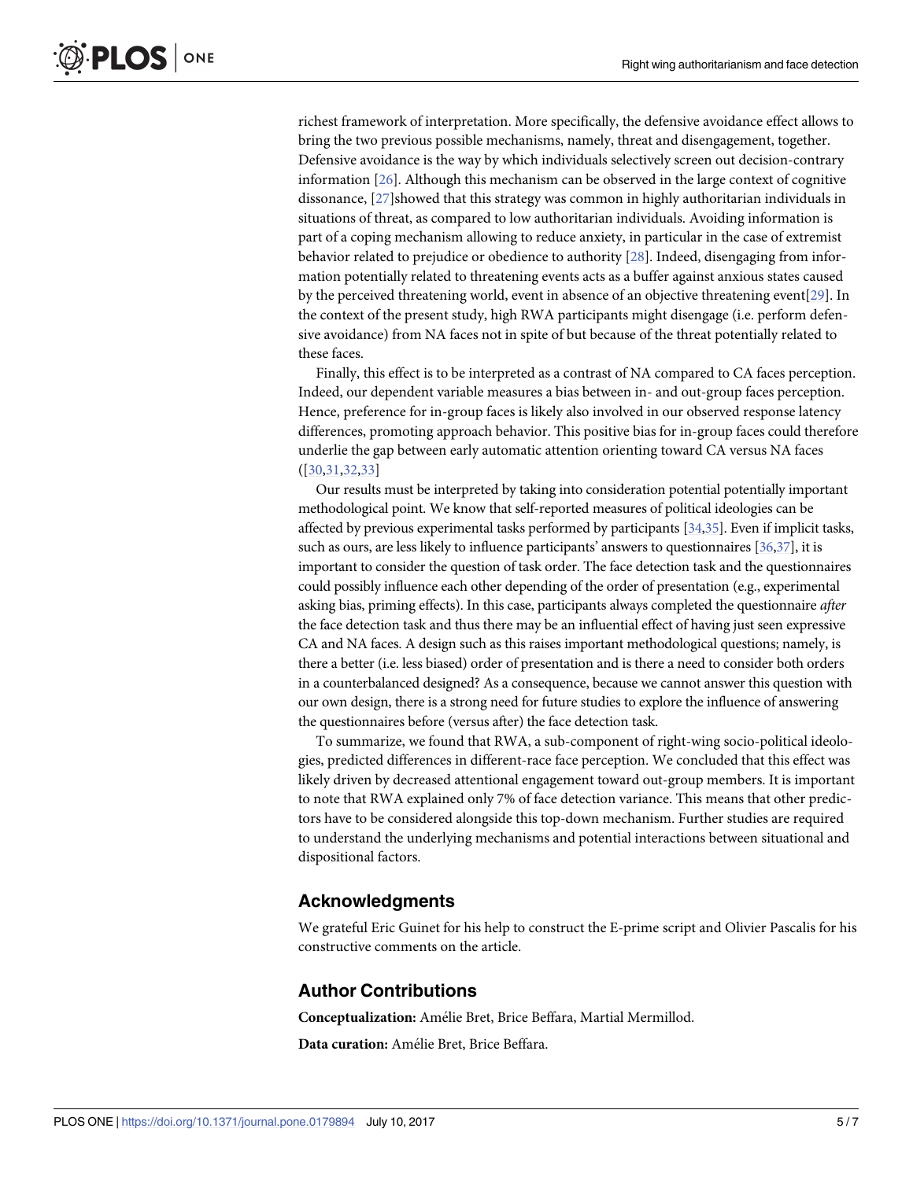richest framework of interpretation. More specifically, the defensive avoidance effect allows to bring the two previous possible mechanisms, namely, threat and disengagement, together. Defensive avoidance is the way by which individuals selectively screen out decision-contrary information [26]. Although this mechanism can be observed in the large context of cognitive dissonance, [27]showed that this strategy was common in highly authoritarian individuals in situations of threat, as compared to low authoritarian individuals. Avoiding information is part of a coping mechanism allowing to reduce anxiety, in particular in the case of extremist behavior related to prejudice or obedience to authority [28]. Indeed, disengaging from information potentially related to threatening events acts as a buffer against anxious states caused by the perceived threatening world, event in absence of an objective threatening event[29]. In the context of the present study, high RWA participants might disengage (i.e. perform defensive avoidance) from NA faces not in spite of but because of the threat potentially related to these faces.

Finally, this effect is to be interpreted as a contrast of NA compared to CA faces perception. Indeed, our dependent variable measures a bias between in- and out-group faces perception. Hence, preference for in-group faces is likely also involved in our observed response latency differences, promoting approach behavior. This positive bias for in-group faces could therefore underlie the gap between early automatic attention orienting toward CA versus NA faces ([30,31,32,33]

Our results must be interpreted by taking into consideration potential potentially important methodological point. We know that self-reported measures of political ideologies can be affected by previous experimental tasks performed by participants [34,35]. Even if implicit tasks, such as ours, are less likely to influence participants' answers to questionnaires [36,37], it is important to consider the question of task order. The face detection task and the questionnaires could possibly influence each other depending of the order of presentation (e.g., experimental asking bias, priming effects). In this case, participants always completed the questionnaire *after* the face detection task and thus there may be an influential effect of having just seen expressive CA and NA faces. A design such as this raises important methodological questions; namely, is there a better (i.e. less biased) order of presentation and is there a need to consider both orders in a counterbalanced designed? As a consequence, because we cannot answer this question with our own design, there is a strong need for future studies to explore the influence of answering the questionnaires before (versus after) the face detection task.

To summarize, we found that RWA, a sub-component of right-wing socio-political ideologies, predicted differences in different-race face perception. We concluded that this effect was likely driven by decreased attentional engagement toward out-group members. It is important to note that RWA explained only 7% of face detection variance. This means that other predictors have to be considered alongside this top-down mechanism. Further studies are required to understand the underlying mechanisms and potential interactions between situational and dispositional factors.

## Acknowledgments

We grateful Eric Guinet for his help to construct the E-prime script and Olivier Pascalis for his constructive comments on the article.

## Author Contributions

**Conceptualization:** Amélie Bret, Brice Beffara, Martial Mermillod.

**Data curation:** Amélie Bret, Brice Beffara.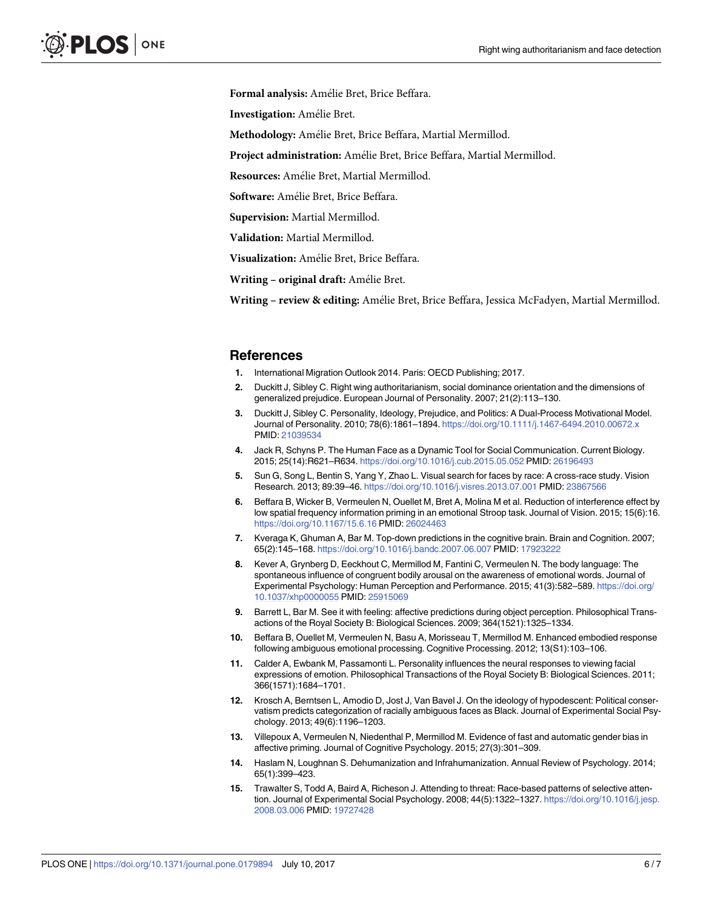**Formal analysis:** Amélie Bret, Brice Beffara.

**Investigation:** Amélie Bret.

**Methodology:** Amélie Bret, Brice Beffara, Martial Mermillod.

**Project administration:** Amélie Bret, Brice Beffara, Martial Mermillod.

**Resources:** Amélie Bret, Martial Mermillod.

**Software:** Amélie Bret, Brice Beffara.

**Supervision:** Martial Mermillod.

**Validation:** Martial Mermillod.

**Visualization:** Amélie Bret, Brice Beffara.

**Writing – original draft:** Amélie Bret.

**Writing – review & editing:** Amélie Bret, Brice Beffara, Jessica McFadyen, Martial Mermillod.

## References

1. International Migration Outlook 2014. Paris: OECD Publishing; 2017.
2. Duckitt J, Sibley C. Right wing authoritarianism, social dominance orientation and the dimensions of generalized prejudice. European Journal of Personality. 2007; 21(2):113–130.
3. Duckitt J, Sibley C. Personality, Ideology, Prejudice, and Politics: A Dual-Process Motivational Model. Journal of Personality. 2010; 78(6):1861–1894. https://doi.org/10.1111/j.1467-6494.2010.00672.x PMID: 21039534
4. Jack R, Schyns P. The Human Face as a Dynamic Tool for Social Communication. Current Biology. 2015; 25(14):R621–R634. https://doi.org/10.1016/j.cub.2015.05.052 PMID: 26196493
5. Sun G, Song L, Bentin S, Yang Y, Zhao L. Visual search for faces by race: A cross-race study. Vision Research. 2013; 89:39–46. https://doi.org/10.1016/j.visres.2013.07.001 PMID: 23867566
6. Beffara B, Wicker B, Vermeulen N, Ouellet M, Bret A, Molina M et al. Reduction of interference effect by low spatial frequency information priming in an emotional Stroop task. Journal of Vision. 2015; 15(6):16. https://doi.org/10.1167/15.6.16 PMID: 26024463
7. Kveraga K, Ghuman A, Bar M. Top-down predictions in the cognitive brain. Brain and Cognition. 2007; 65(2):145–168. https://doi.org/10.1016/j.bandc.2007.06.007 PMID: 17923222
8. Kever A, Grynberg D, Eeckhout C, Mermillod M, Fantini C, Vermeulen N. The body language: The spontaneous influence of congruent bodily arousal on the awareness of emotional words. Journal of Experimental Psychology: Human Perception and Performance. 2015; 41(3):582–589. https://doi.org/10.1037/xhp0000055 PMID: 25915069
9. Barrett L, Bar M. See it with feeling: affective predictions during object perception. Philosophical Transactions of the Royal Society B: Biological Sciences. 2009; 364(1521):1325–1334.
10. Beffara B, Ouellet M, Vermeulen N, Basu A, Morisseau T, Mermillod M. Enhanced embodied response following ambiguous emotional processing. Cognitive Processing. 2012; 13(S1):103–106.
11. Calder A, Ewbank M, Passamonti L. Personality influences the neural responses to viewing facial expressions of emotion. Philosophical Transactions of the Royal Society B: Biological Sciences. 2011; 366(1571):1684–1701.
12. Krosch A, Berntsen L, Amodio D, Jost J, Van Bavel J. On the ideology of hypodescent: Political conservatism predicts categorization of racially ambiguous faces as Black. Journal of Experimental Social Psychology. 2013; 49(6):1196–1203.
13. Villepoux A, Vermeulen N, Niedenthal P, Mermillod M. Evidence of fast and automatic gender bias in affective priming. Journal of Cognitive Psychology. 2015; 27(3):301–309.
14. Haslam N, Loughnan S. Dehumanization and Infrahumanization. Annual Review of Psychology. 2014; 65(1):399–423.
15. Trawalter S, Todd A, Baird A, Richeson J. Attending to threat: Race-based patterns of selective attention. Journal of Experimental Social Psychology. 2008; 44(5):1322–1327. https://doi.org/10.1016/j.jesp.2008.03.006 PMID: 19727428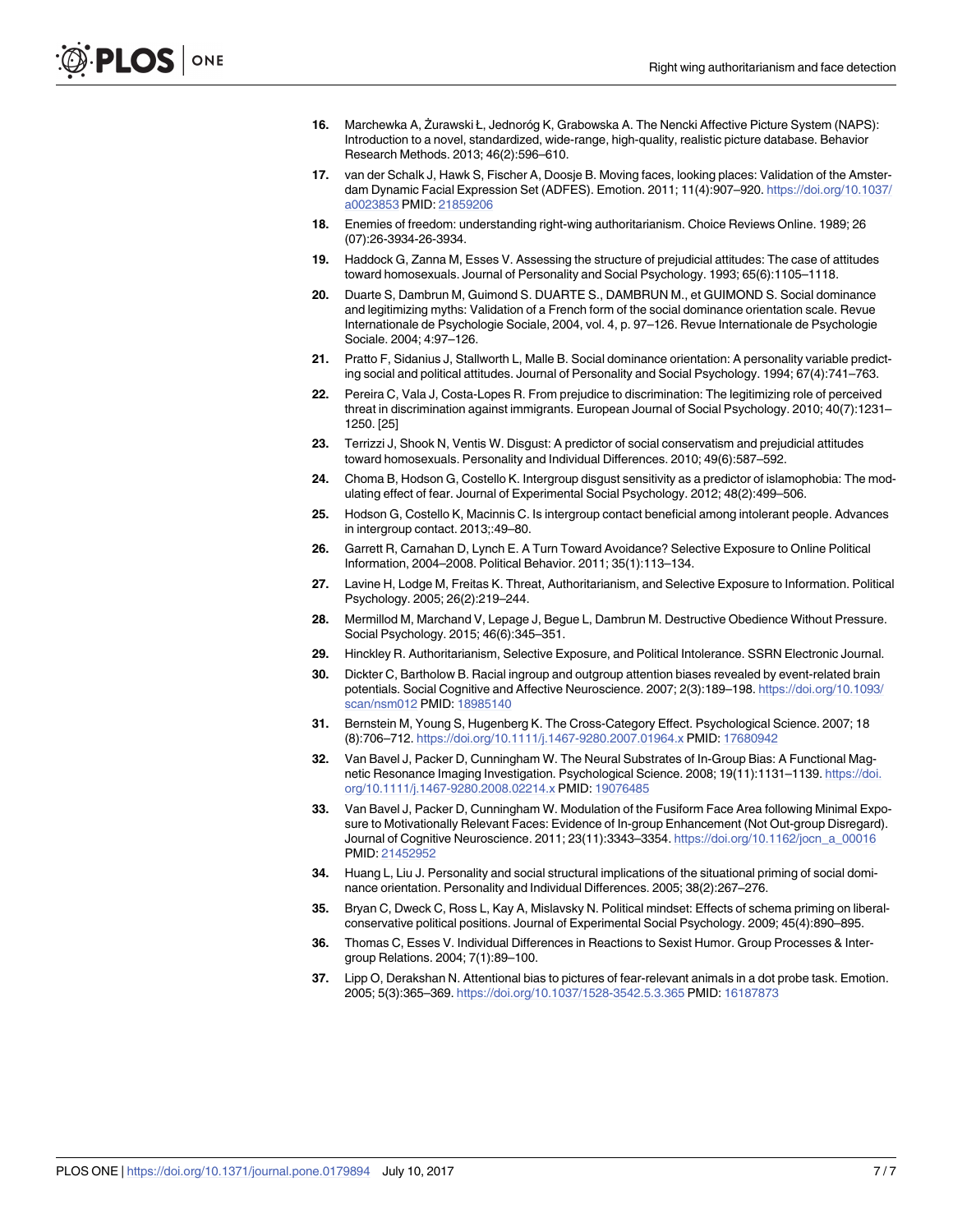16. Marchewka A, Żurawski Ł, Jednoróg K, Grabowska A. The Nencki Affective Picture System (NAPS): Introduction to a novel, standardized, wide-range, high-quality, realistic picture database. Behavior Research Methods. 2013; 46(2):596–610.
17. van der Schalk J, Hawk S, Fischer A, Doosje B. Moving faces, looking places: Validation of the Amsterdam Dynamic Facial Expression Set (ADFES). Emotion. 2011; 11(4):907–920. https://doi.org/10.1037/a0023853 PMID: 21859206
18. Enemies of freedom: understanding right-wing authoritarianism. Choice Reviews Online. 1989; 26 (07):26-3934-26-3934.
19. Haddock G, Zanna M, Esses V. Assessing the structure of prejudicial attitudes: The case of attitudes toward homosexuals. Journal of Personality and Social Psychology. 1993; 65(6):1105–1118.
20. Duarte S, Dambrun M, Guimond S. DUARTE S., DAMBRUN M., et GUIMOND S. Social dominance and legitimizing myths: Validation of a French form of the social dominance orientation scale. Revue Internationale de Psychologie Sociale, 2004, vol. 4, p. 97–126. Revue Internationale de Psychologie Sociale. 2004; 4:97–126.
21. Pratto F, Sidanius J, Stallworth L, Malle B. Social dominance orientation: A personality variable predicting social and political attitudes. Journal of Personality and Social Psychology. 1994; 67(4):741–763.
22. Pereira C, Vala J, Costa-Lopes R. From prejudice to discrimination: The legitimizing role of perceived threat in discrimination against immigrants. European Journal of Social Psychology. 2010; 40(7):1231–1250. [25]
23. Terrizzi J, Shook N, Ventis W. Disgust: A predictor of social conservatism and prejudicial attitudes toward homosexuals. Personality and Individual Differences. 2010; 49(6):587–592.
24. Choma B, Hodson G, Costello K. Intergroup disgust sensitivity as a predictor of islamophobia: The modulating effect of fear. Journal of Experimental Social Psychology. 2012; 48(2):499–506.
25. Hodson G, Costello K, Macinnis C. Is intergroup contact beneficial among intolerant people. Advances in intergroup contact. 2013;:49–80.
26. Garrett R, Carnahan D, Lynch E. A Turn Toward Avoidance? Selective Exposure to Online Political Information, 2004–2008. Political Behavior. 2011; 35(1):113–134.
27. Lavine H, Lodge M, Freitas K. Threat, Authoritarianism, and Selective Exposure to Information. Political Psychology. 2005; 26(2):219–244.
28. Mermillod M, Marchand V, Lepage J, Begue L, Dambrun M. Destructive Obedience Without Pressure. Social Psychology. 2015; 46(6):345–351.
29. Hinckley R. Authoritarianism, Selective Exposure, and Political Intolerance. SSRN Electronic Journal.
30. Dickter C, Bartholow B. Racial ingroup and outgroup attention biases revealed by event-related brain potentials. Social Cognitive and Affective Neuroscience. 2007; 2(3):189–198. https://doi.org/10.1093/scan/nsm012 PMID: 18985140
31. Bernstein M, Young S, Hugenberg K. The Cross-Category Effect. Psychological Science. 2007; 18 (8):706–712. https://doi.org/10.1111/j.1467-9280.2007.01964.x PMID: 17680942
32. Van Bavel J, Packer D, Cunningham W. The Neural Substrates of In-Group Bias: A Functional Magnetic Resonance Imaging Investigation. Psychological Science. 2008; 19(11):1131–1139. https://doi.org/10.1111/j.1467-9280.2008.02214.x PMID: 19076485
33. Van Bavel J, Packer D, Cunningham W. Modulation of the Fusiform Face Area following Minimal Exposure to Motivationally Relevant Faces: Evidence of In-group Enhancement (Not Out-group Disregard). Journal of Cognitive Neuroscience. 2011; 23(11):3343–3354. https://doi.org/10.1162/jocn_a_00016 PMID: 21452952
34. Huang L, Liu J. Personality and social structural implications of the situational priming of social dominance orientation. Personality and Individual Differences. 2005; 38(2):267–276.
35. Bryan C, Dweck C, Ross L, Kay A, Mislavsky N. Political mindset: Effects of schema priming on liberal-conservative political positions. Journal of Experimental Social Psychology. 2009; 45(4):890–895.
36. Thomas C, Esses V. Individual Differences in Reactions to Sexist Humor. Group Processes & Intergroup Relations. 2004; 7(1):89–100.
37. Lipp O, Derakshan N. Attentional bias to pictures of fear-relevant animals in a dot probe task. Emotion. 2005; 5(3):365–369. https://doi.org/10.1037/1528-3542.5.3.365 PMID: 16187873